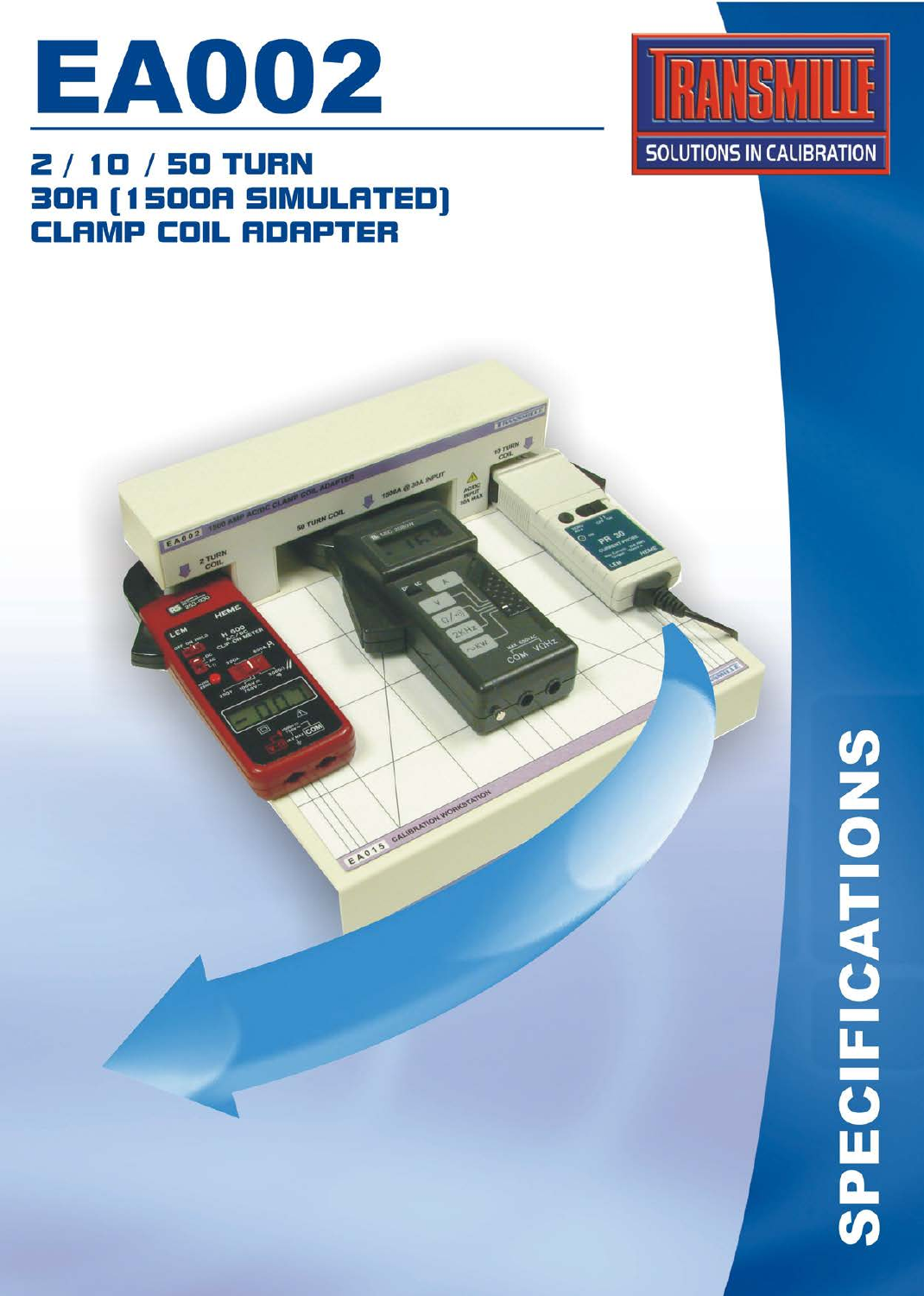# EA002

## 2 / 10 / 50 TURN
## 30A (1500A SIMULATED)
## CLAMP COIL ADAPTER

TRANSMILLE

SOLUTIONS IN CALIBRATION

SPECIFICATIONS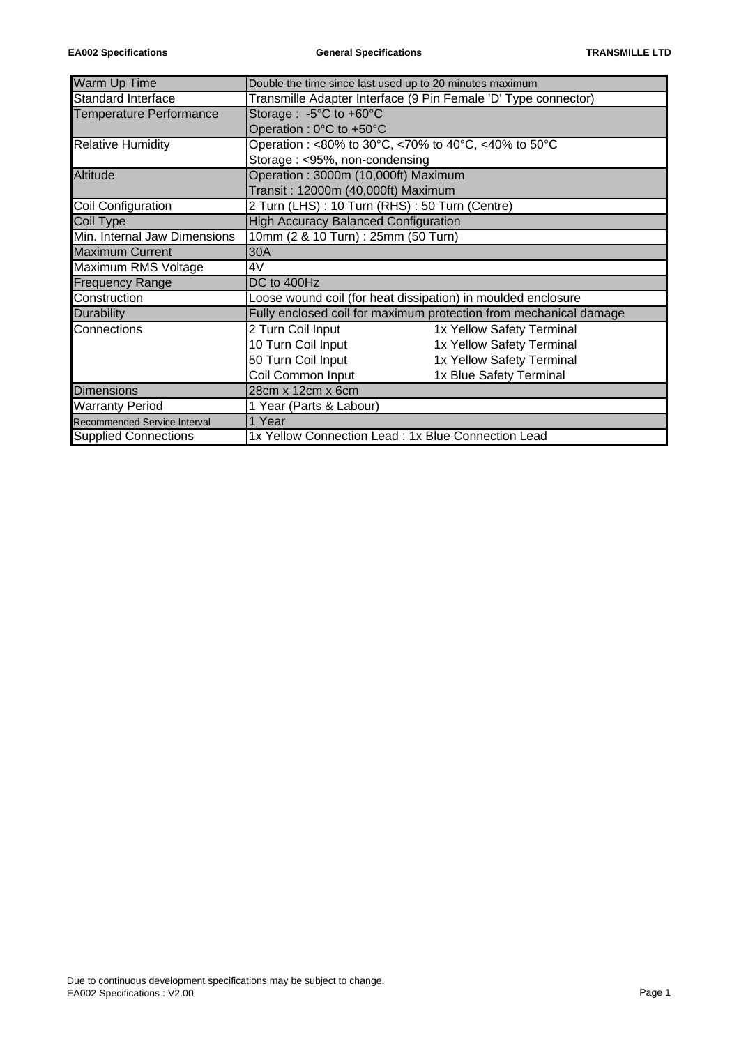| Warm Up Time | Double the time since last used up to 20 minutes maximum | |
|---|---|---|
| Standard Interface | Transmille Adapter Interface (9 Pin Female 'D' Type connector) | |
| Temperature Performance | Storage : -5°C to +60°C | |
| | Operation : 0°C to +50°C | |
| Relative Humidity | Operation : <80% to 30°C, <70% to 40°C, <40% to 50°C | |
| | Storage : <95%, non-condensing | |
| Altitude | Operation : 3000m (10,000ft) Maximum | |
| | Transit : 12000m (40,000ft) Maximum | |
| Coil Configuration | 2 Turn (LHS) : 10 Turn (RHS) : 50 Turn (Centre) | |
| Coil Type | High Accuracy Balanced Configuration | |
| Min. Internal Jaw Dimensions | 10mm (2 & 10 Turn) : 25mm (50 Turn) | |
| Maximum Current | 30A | |
| Maximum RMS Voltage | 4V | |
| Frequency Range | DC to 400Hz | |
| Construction | Loose wound coil (for heat dissipation) in moulded enclosure | |
| Durability | Fully enclosed coil for maximum protection from mechanical damage | |
| Connections | 2 Turn Coil Input | 1x Yellow Safety Terminal |
| | 10 Turn Coil Input | 1x Yellow Safety Terminal |
| | 50 Turn Coil Input | 1x Yellow Safety Terminal |
| | Coil Common Input | 1x Blue Safety Terminal |
| Dimensions | 28cm x 12cm x 6cm | |
| Warranty Period | 1 Year (Parts & Labour) | |
| Recommended Service Interval | 1 Year | |
| Supplied Connections | 1x Yellow Connection Lead : 1x Blue Connection Lead | |

Due to continuous development specifications may be subject to change.
EA002 Specifications : V2.00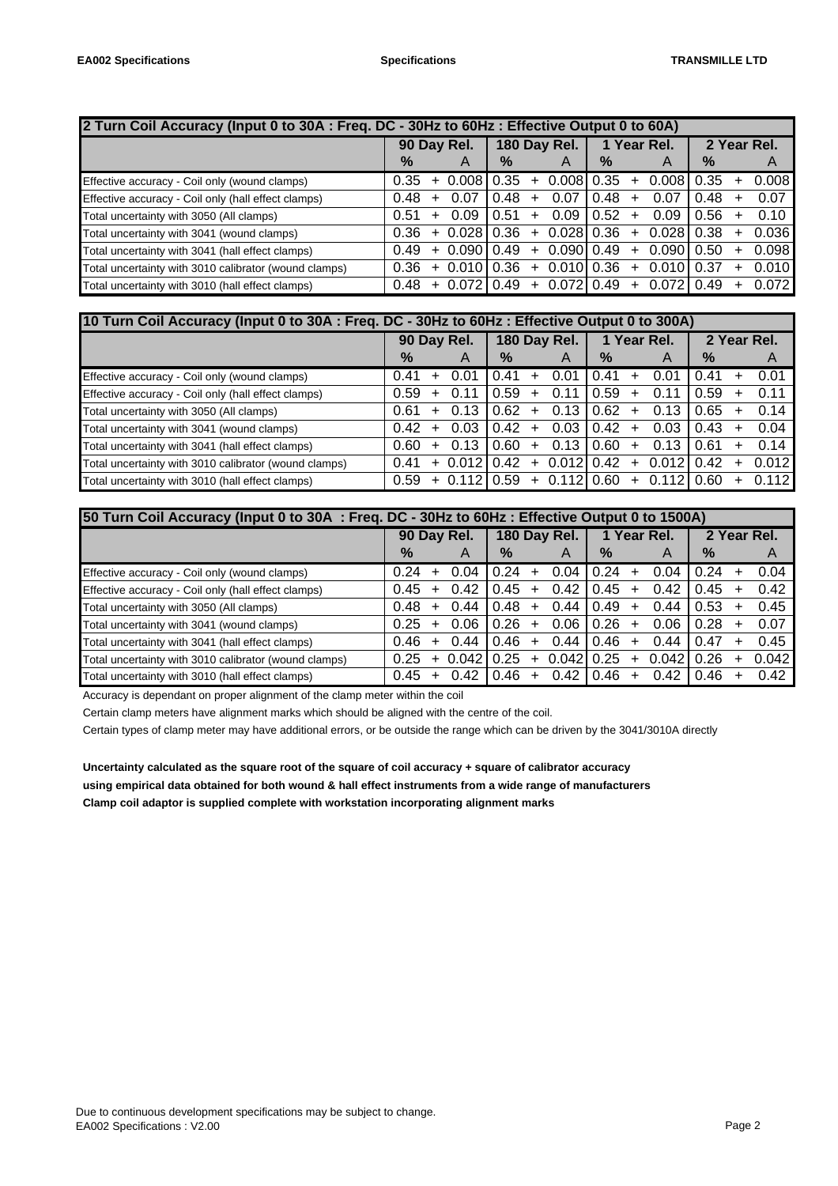| 2 Turn Coil Accuracy (Input 0 to 30A : Freq. DC - 30Hz to 60Hz : Effective Output 0 to 60A) | 90 Day Rel. | | | 180 Day Rel. | | | 1 Year Rel. | | | 2 Year Rel. | | |
|---|---|---|---|---|---|---|---|---|---|---|---|---|
| | % | | A | % | | A | % | | A | % | | A |
| Effective accuracy - Coil only (wound clamps) | 0.35 | + | 0.008 | 0.35 | + | 0.008 | 0.35 | + | 0.008 | 0.35 | + | 0.008 |
| Effective accuracy - Coil only (hall effect clamps) | 0.48 | + | 0.07 | 0.48 | + | 0.07 | 0.48 | + | 0.07 | 0.48 | + | 0.07 |
| Total uncertainty with 3050 (All clamps) | 0.51 | + | 0.09 | 0.51 | + | 0.09 | 0.52 | + | 0.09 | 0.56 | + | 0.10 |
| Total uncertainty with 3041 (wound clamps) | 0.36 | + | 0.028 | 0.36 | + | 0.028 | 0.36 | + | 0.028 | 0.38 | + | 0.036 |
| Total uncertainty with 3041 (hall effect clamps) | 0.49 | + | 0.090 | 0.49 | + | 0.090 | 0.49 | + | 0.090 | 0.50 | + | 0.098 |
| Total uncertainty with 3010 calibrator (wound clamps) | 0.36 | + | 0.010 | 0.36 | + | 0.010 | 0.36 | + | 0.010 | 0.37 | + | 0.010 |
| Total uncertainty with 3010 (hall effect clamps) | 0.48 | + | 0.072 | 0.49 | + | 0.072 | 0.49 | + | 0.072 | 0.49 | + | 0.072 |

| 10 Turn Coil Accuracy (Input 0 to 30A : Freq. DC - 30Hz to 60Hz : Effective Output 0 to 300A) | 90 Day Rel. | | | 180 Day Rel. | | | 1 Year Rel. | | | 2 Year Rel. | | |
|---|---|---|---|---|---|---|---|---|---|---|---|---|
| | % | | A | % | | A | % | | A | % | | A |
| Effective accuracy - Coil only (wound clamps) | 0.41 | + | 0.01 | 0.41 | + | 0.01 | 0.41 | + | 0.01 | 0.41 | + | 0.01 |
| Effective accuracy - Coil only (hall effect clamps) | 0.59 | + | 0.11 | 0.59 | + | 0.11 | 0.59 | + | 0.11 | 0.59 | + | 0.11 |
| Total uncertainty with 3050 (All clamps) | 0.61 | + | 0.13 | 0.62 | + | 0.13 | 0.62 | + | 0.13 | 0.65 | + | 0.14 |
| Total uncertainty with 3041 (wound clamps) | 0.42 | + | 0.03 | 0.42 | + | 0.03 | 0.42 | + | 0.03 | 0.43 | + | 0.04 |
| Total uncertainty with 3041 (hall effect clamps) | 0.60 | + | 0.13 | 0.60 | + | 0.13 | 0.60 | + | 0.13 | 0.61 | + | 0.14 |
| Total uncertainty with 3010 calibrator (wound clamps) | 0.41 | + | 0.012 | 0.42 | + | 0.012 | 0.42 | + | 0.012 | 0.42 | + | 0.012 |
| Total uncertainty with 3010 (hall effect clamps) | 0.59 | + | 0.112 | 0.59 | + | 0.112 | 0.60 | + | 0.112 | 0.60 | + | 0.112 |

| 50 Turn Coil Accuracy (Input 0 to 30A : Freq. DC - 30Hz to 60Hz : Effective Output 0 to 1500A) | 90 Day Rel. | | | 180 Day Rel. | | | 1 Year Rel. | | | 2 Year Rel. | | |
|---|---|---|---|---|---|---|---|---|---|---|---|---|
| | % | | A | % | | A | % | | A | % | | A |
| Effective accuracy - Coil only (wound clamps) | 0.24 | + | 0.04 | 0.24 | + | 0.04 | 0.24 | + | 0.04 | 0.24 | + | 0.04 |
| Effective accuracy - Coil only (hall effect clamps) | 0.45 | + | 0.42 | 0.45 | + | 0.42 | 0.45 | + | 0.42 | 0.45 | + | 0.42 |
| Total uncertainty with 3050 (All clamps) | 0.48 | + | 0.44 | 0.48 | + | 0.44 | 0.49 | + | 0.44 | 0.53 | + | 0.45 |
| Total uncertainty with 3041 (wound clamps) | 0.25 | + | 0.06 | 0.26 | + | 0.06 | 0.26 | + | 0.06 | 0.28 | + | 0.07 |
| Total uncertainty with 3041 (hall effect clamps) | 0.46 | + | 0.44 | 0.46 | + | 0.44 | 0.46 | + | 0.44 | 0.47 | + | 0.45 |
| Total uncertainty with 3010 calibrator (wound clamps) | 0.25 | + | 0.042 | 0.25 | + | 0.042 | 0.25 | + | 0.042 | 0.26 | + | 0.042 |
| Total uncertainty with 3010 (hall effect clamps) | 0.45 | + | 0.42 | 0.46 | + | 0.42 | 0.46 | + | 0.42 | 0.46 | + | 0.42 |

Accuracy is dependant on proper alignment of the clamp meter within the coil

Certain clamp meters have alignment marks which should be aligned with the centre of the coil.

Certain types of clamp meter may have additional errors, or be outside the range which can be driven by the 3041/3010A directly

**Uncertainty calculated as the square root of the square of coil accuracy + square of calibrator accuracy**
**using empirical data obtained for both wound & hall effect instruments from a wide range of manufacturers**
**Clamp coil adaptor is supplied complete with workstation incorporating alignment marks**

Due to continuous development specifications may be subject to change.
EA002 Specifications : V2.00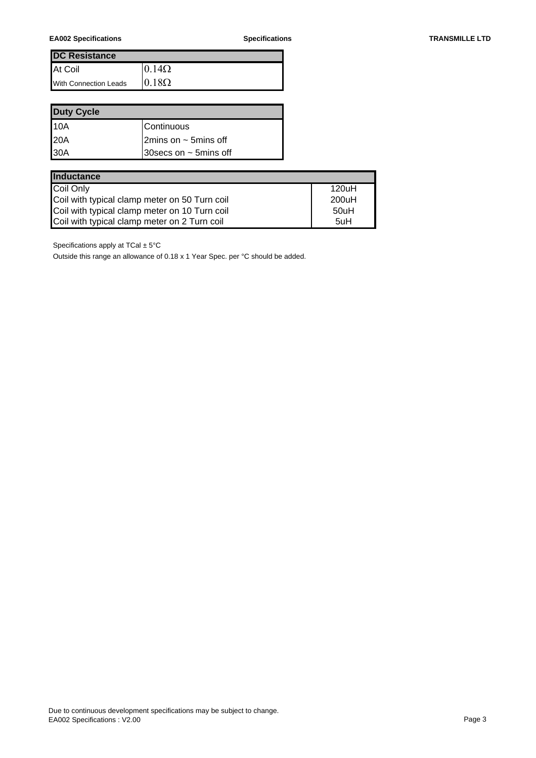| DC Resistance | |
|---|---|
| At Coil | $0.14\Omega$ |
| With Connection Leads | $0.18\Omega$ |

| Duty Cycle | |
|---|---|
| 10A | Continuous |
| 20A | 2mins on ~ 5mins off |
| 30A | 30secs on ~ 5mins off |

| Inductance | |
|---|---|
| Coil Only | 120uH |
| Coil with typical clamp meter on 50 Turn coil | 200uH |
| Coil with typical clamp meter on 10 Turn coil | 50uH |
| Coil with typical clamp meter on 2 Turn coil | 5uH |

Specifications apply at TCal ± 5°C

Outside this range an allowance of 0.18 x 1 Year Spec. per °C should be added.

Due to continuous development specifications may be subject to change.
EA002 Specifications : V2.00